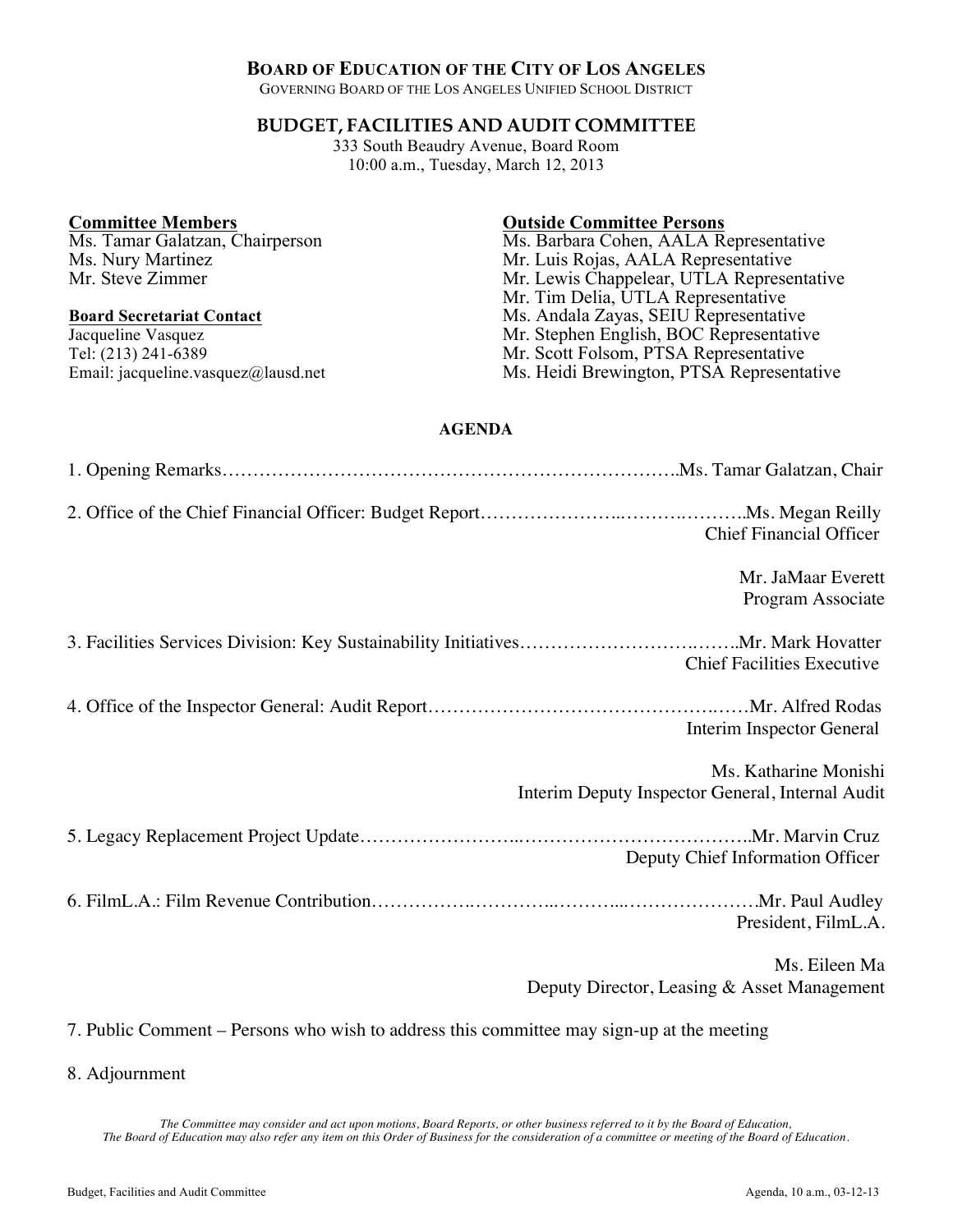# BOARD OF EDUCATION OF THE CITY OF LOS ANGELES

GOVERNING BOARD OF THE LOS ANGELES UNIFIED SCHOOL DISTRICT

## BUDGET, FACILITIES AND AUDIT COMMITTEE

333 South Beaudry Avenue, Board Room
10:00 a.m., Tuesday, March 12, 2013

**Committee Members**
Ms. Tamar Galatzan, Chairperson
Ms. Nury Martinez
Mr. Steve Zimmer

**Board Secretariat Contact**
Jacqueline Vasquez
Tel: (213) 241-6389
Email: jacqueline.vasquez@lausd.net

**Outside Committee Persons**
Ms. Barbara Cohen, AALA Representative
Mr. Luis Rojas, AALA Representative
Mr. Lewis Chappelear, UTLA Representative
Mr. Tim Delia, UTLA Representative
Ms. Andala Zayas, SEIU Representative
Mr. Stephen English, BOC Representative
Mr. Scott Folsom, PTSA Representative
Ms. Heidi Brewington, PTSA Representative

### AGENDA

1. Opening Remarks……………………………………………………………….Ms. Tamar Galatzan, Chair

2. Office of the Chief Financial Officer: Budget Report…………………..……….……….Ms. Megan Reilly
   Chief Financial Officer

   Mr. JaMaar Everett
   Program Associate

3. Facilities Services Division: Key Sustainability Initiatives…………………….…….Mr. Mark Hovatter
   Chief Facilities Executive

4. Office of the Inspector General: Audit Report……………………………………….……Mr. Alfred Rodas
   Interim Inspector General

   Ms. Katharine Monishi
   Interim Deputy Inspector General, Internal Audit

5. Legacy Replacement Project Update……………………..……………………………..Mr. Marvin Cruz
   Deputy Chief Information Officer

6. FilmL.A.: Film Revenue Contribution…………….…………..………...…………………Mr. Paul Audley
   President, FilmL.A.

   Ms. Eileen Ma
   Deputy Director, Leasing & Asset Management

7. Public Comment – Persons who wish to address this committee may sign-up at the meeting

8. Adjournment

*The Committee may consider and act upon motions, Board Reports, or other business referred to it by the Board of Education, The Board of Education may also refer any item on this Order of Business for the consideration of a committee or meeting of the Board of Education.*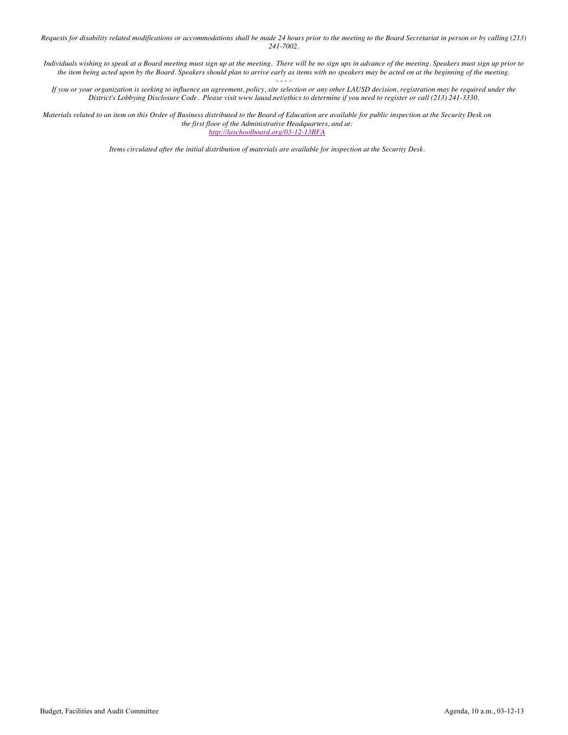*Requests for disability related modifications or accommodations shall be made 24 hours prior to the meeting to the Board Secretariat in person or by calling (213) 241-7002.*

*Individuals wishing to speak at a Board meeting must sign up at the meeting. There will be no sign ups in advance of the meeting. Speakers must sign up prior to the item being acted upon by the Board. Speakers should plan to arrive early as items with no speakers may be acted on at the beginning of the meeting.*

*- - - -*

*If you or your organization is seeking to influence an agreement, policy, site selection or any other LAUSD decision, registration may be required under the District's Lobbying Disclosure Code. Please visit www.lausd.net/ethics to determine if you need to register or call (213) 241-3330.*

*Materials related to an item on this Order of Business distributed to the Board of Education are available for public inspection at the Security Desk on the first floor of the Administrative Headquarters, and at:*
*http://laschoolboard.org/03-12-13BFA*

*Items circulated after the initial distribution of materials are available for inspection at the Security Desk.*